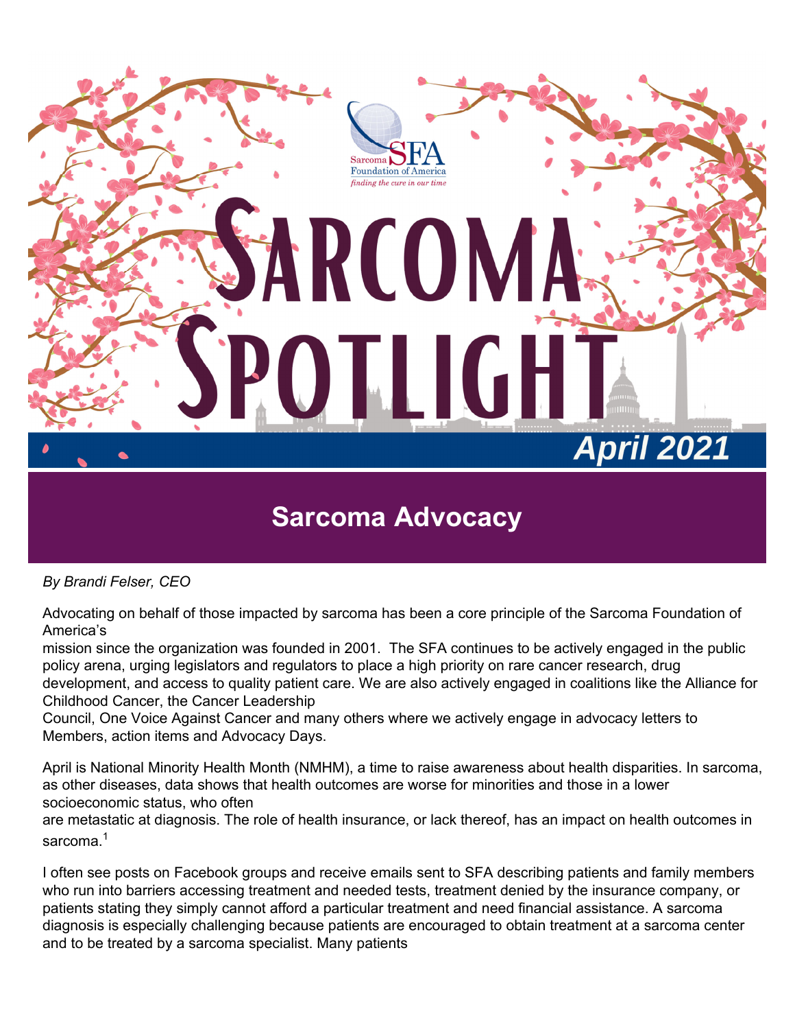Sarcoma Foundation of America

*finding the cure in our time*

# Sarcoma Spotlight

**April 2021**

## Sarcoma Advocacy

*By Brandi Felser, CEO*

Advocating on behalf of those impacted by sarcoma has been a core principle of the Sarcoma Foundation of America's mission since the organization was founded in 2001. The SFA continues to be actively engaged in the public policy arena, urging legislators and regulators to place a high priority on rare cancer research, drug development, and access to quality patient care. We are also actively engaged in coalitions like the Alliance for Childhood Cancer, the Cancer Leadership Council, One Voice Against Cancer and many others where we actively engage in advocacy letters to Members, action items and Advocacy Days.

April is National Minority Health Month (NMHM), a time to raise awareness about health disparities. In sarcoma, as other diseases, data shows that health outcomes are worse for minorities and those in a lower socioeconomic status, who often are metastatic at diagnosis. The role of health insurance, or lack thereof, has an impact on health outcomes in sarcoma.[1]

I often see posts on Facebook groups and receive emails sent to SFA describing patients and family members who run into barriers accessing treatment and needed tests, treatment denied by the insurance company, or patients stating they simply cannot afford a particular treatment and need financial assistance. A sarcoma diagnosis is especially challenging because patients are encouraged to obtain treatment at a sarcoma center and to be treated by a sarcoma specialist. Many patients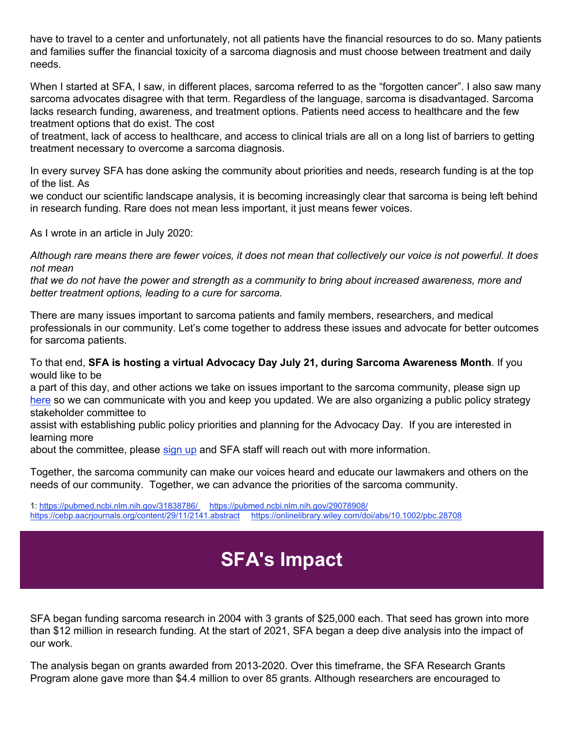have to travel to a center and unfortunately, not all patients have the financial resources to do so. Many patients and families suffer the financial toxicity of a sarcoma diagnosis and must choose between treatment and daily needs.

When I started at SFA, I saw, in different places, sarcoma referred to as the "forgotten cancer". I also saw many sarcoma advocates disagree with that term. Regardless of the language, sarcoma is disadvantaged. Sarcoma lacks research funding, awareness, and treatment options. Patients need access to healthcare and the few treatment options that do exist. The cost of treatment, lack of access to healthcare, and access to clinical trials are all on a long list of barriers to getting treatment necessary to overcome a sarcoma diagnosis.

In every survey SFA has done asking the community about priorities and needs, research funding is at the top of the list. As we conduct our scientific landscape analysis, it is becoming increasingly clear that sarcoma is being left behind in research funding. Rare does not mean less important, it just means fewer voices.

As I wrote in an article in July 2020:

*Although rare means there are fewer voices, it does not mean that collectively our voice is not powerful. It does not mean that we do not have the power and strength as a community to bring about increased awareness, more and better treatment options, leading to a cure for sarcoma.*

There are many issues important to sarcoma patients and family members, researchers, and medical professionals in our community. Let's come together to address these issues and advocate for better outcomes for sarcoma patients.

To that end, **SFA is hosting a virtual Advocacy Day July 21, during Sarcoma Awareness Month**. If you would like to be a part of this day, and other actions we take on issues important to the sarcoma community, please sign up here so we can communicate with you and keep you updated. We are also organizing a public policy strategy stakeholder committee to assist with establishing public policy priorities and planning for the Advocacy Day. If you are interested in learning more about the committee, please sign up and SFA staff will reach out with more information.

Together, the sarcoma community can make our voices heard and educate our lawmakers and others on the needs of our community. Together, we can advance the priorities of the sarcoma community.

1: https://pubmed.ncbi.nlm.nih.gov/31838786/ https://pubmed.ncbi.nlm.nih.gov/29078908/ https://cebp.aacrjournals.org/content/29/11/2141.abstract https://onlinelibrary.wiley.com/doi/abs/10.1002/pbc.28708

# SFA's Impact

SFA began funding sarcoma research in 2004 with 3 grants of $25,000 each. That seed has grown into more than $12 million in research funding. At the start of 2021, SFA began a deep dive analysis into the impact of our work.

The analysis began on grants awarded from 2013-2020. Over this timeframe, the SFA Research Grants Program alone gave more than $4.4 million to over 85 grants. Although researchers are encouraged to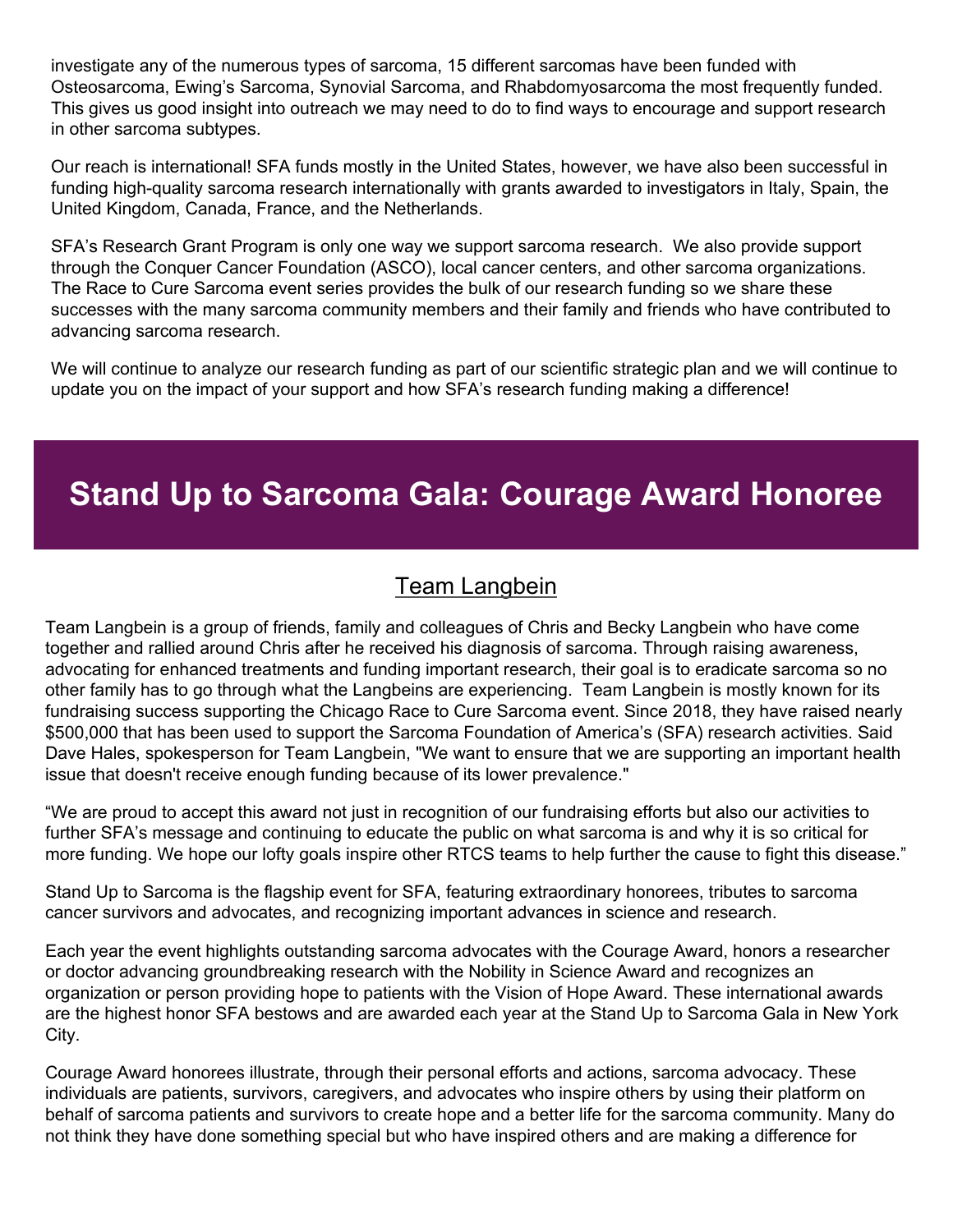investigate any of the numerous types of sarcoma, 15 different sarcomas have been funded with Osteosarcoma, Ewing's Sarcoma, Synovial Sarcoma, and Rhabdomyosarcoma the most frequently funded. This gives us good insight into outreach we may need to do to find ways to encourage and support research in other sarcoma subtypes.

Our reach is international! SFA funds mostly in the United States, however, we have also been successful in funding high-quality sarcoma research internationally with grants awarded to investigators in Italy, Spain, the United Kingdom, Canada, France, and the Netherlands.

SFA's Research Grant Program is only one way we support sarcoma research. We also provide support through the Conquer Cancer Foundation (ASCO), local cancer centers, and other sarcoma organizations. The Race to Cure Sarcoma event series provides the bulk of our research funding so we share these successes with the many sarcoma community members and their family and friends who have contributed to advancing sarcoma research.

We will continue to analyze our research funding as part of our scientific strategic plan and we will continue to update you on the impact of your support and how SFA's research funding making a difference!

# Stand Up to Sarcoma Gala: Courage Award Honoree

## Team Langbein

Team Langbein is a group of friends, family and colleagues of Chris and Becky Langbein who have come together and rallied around Chris after he received his diagnosis of sarcoma. Through raising awareness, advocating for enhanced treatments and funding important research, their goal is to eradicate sarcoma so no other family has to go through what the Langbeins are experiencing. Team Langbein is mostly known for its fundraising success supporting the Chicago Race to Cure Sarcoma event. Since 2018, they have raised nearly $500,000 that has been used to support the Sarcoma Foundation of America's (SFA) research activities. Said Dave Hales, spokesperson for Team Langbein, "We want to ensure that we are supporting an important health issue that doesn't receive enough funding because of its lower prevalence."

"We are proud to accept this award not just in recognition of our fundraising efforts but also our activities to further SFA's message and continuing to educate the public on what sarcoma is and why it is so critical for more funding. We hope our lofty goals inspire other RTCS teams to help further the cause to fight this disease."

Stand Up to Sarcoma is the flagship event for SFA, featuring extraordinary honorees, tributes to sarcoma cancer survivors and advocates, and recognizing important advances in science and research.

Each year the event highlights outstanding sarcoma advocates with the Courage Award, honors a researcher or doctor advancing groundbreaking research with the Nobility in Science Award and recognizes an organization or person providing hope to patients with the Vision of Hope Award. These international awards are the highest honor SFA bestows and are awarded each year at the Stand Up to Sarcoma Gala in New York City.

Courage Award honorees illustrate, through their personal efforts and actions, sarcoma advocacy. These individuals are patients, survivors, caregivers, and advocates who inspire others by using their platform on behalf of sarcoma patients and survivors to create hope and a better life for the sarcoma community. Many do not think they have done something special but who have inspired others and are making a difference for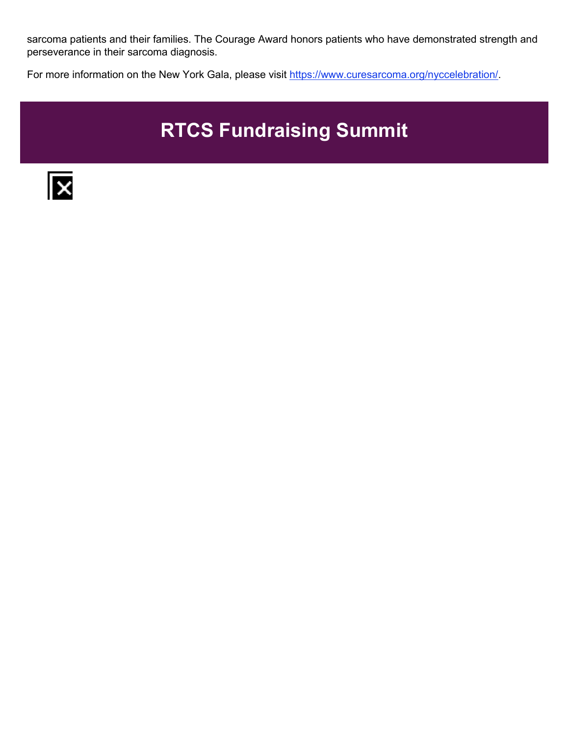sarcoma patients and their families. The Courage Award honors patients who have demonstrated strength and perseverance in their sarcoma diagnosis.

For more information on the New York Gala, please visit https://www.curesarcoma.org/nyccelebration/.

## RTCS Fundraising Summit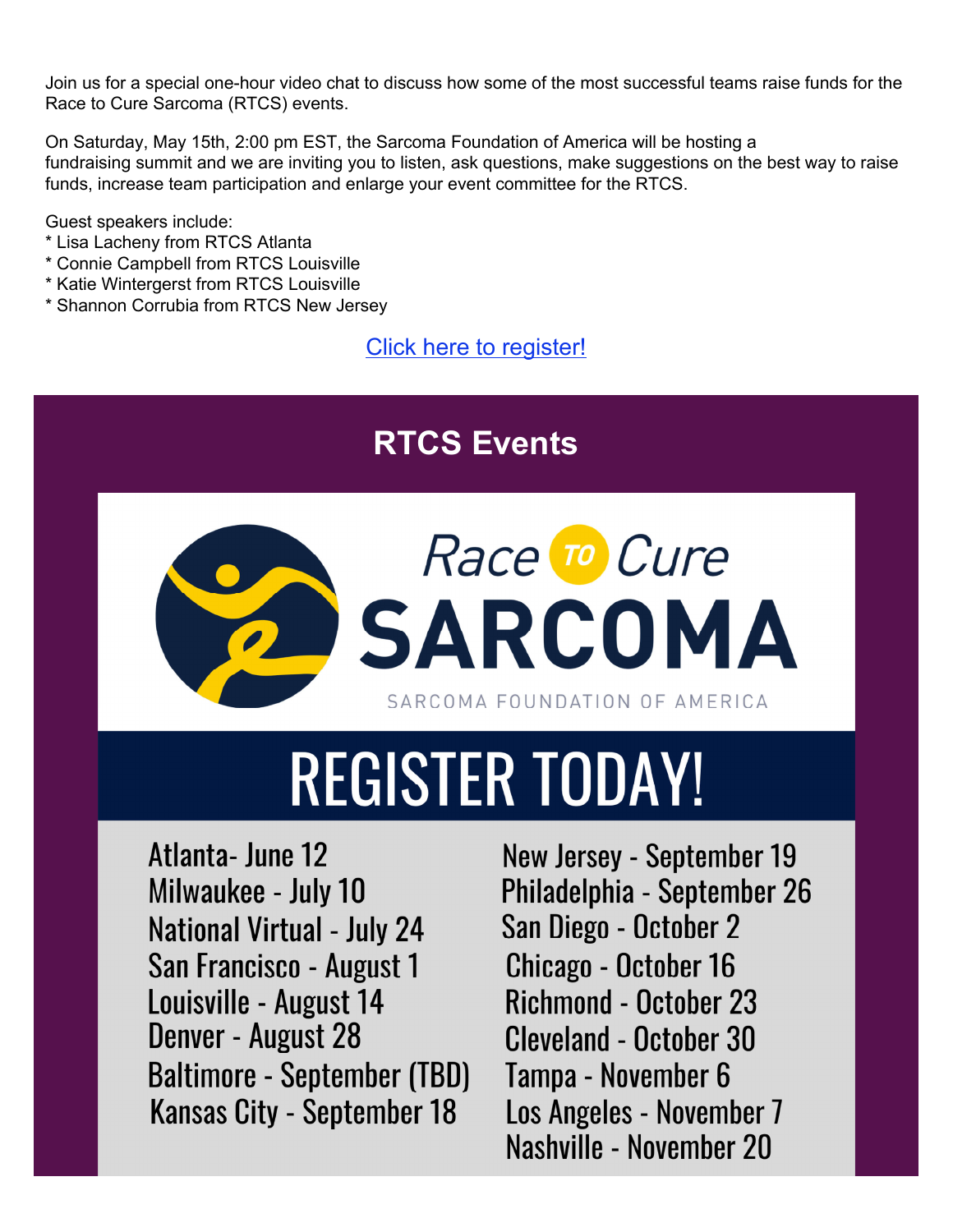Join us for a special one-hour video chat to discuss how some of the most successful teams raise funds for the Race to Cure Sarcoma (RTCS) events.

On Saturday, May 15th, 2:00 pm EST, the Sarcoma Foundation of America will be hosting a fundraising summit and we are inviting you to listen, ask questions, make suggestions on the best way to raise funds, increase team participation and enlarge your event committee for the RTCS.

Guest speakers include:

* Lisa Lacheny from RTCS Atlanta
* Connie Campbell from RTCS Louisville
* Katie Wintergerst from RTCS Louisville
* Shannon Corrubia from RTCS New Jersey

Click here to register!

## RTCS Events

Race TO Cure
SARCOMA
SARCOMA FOUNDATION OF AMERICA

# REGISTER TODAY!

Atlanta- June 12
Milwaukee - July 10
National Virtual - July 24
San Francisco - August 1
Louisville - August 14
Denver - August 28
Baltimore - September (TBD)
Kansas City - September 18
New Jersey - September 19
Philadelphia - September 26
San Diego - October 2
Chicago - October 16
Richmond - October 23
Cleveland - October 30
Tampa - November 6
Los Angeles - November 7
Nashville - November 20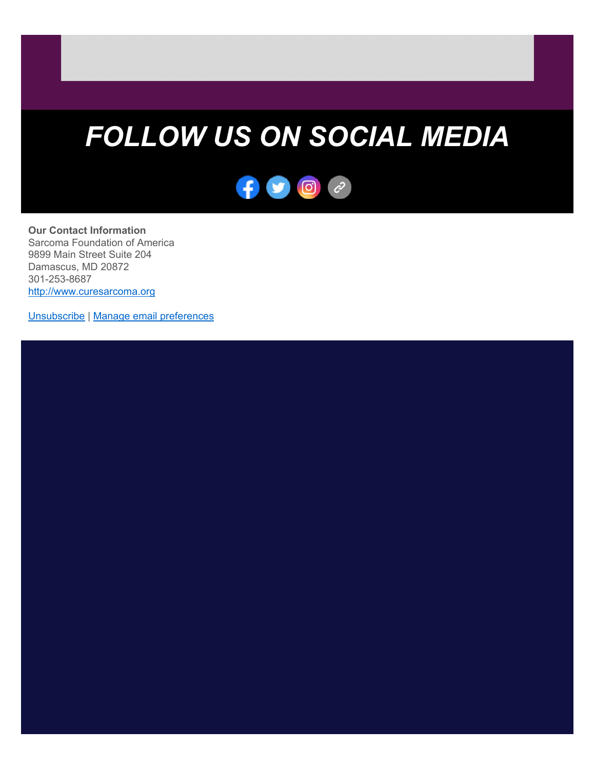# *FOLLOW US ON SOCIAL MEDIA*

**Our Contact Information**
Sarcoma Foundation of America
9899 Main Street Suite 204
Damascus, MD 20872
301-253-8687
http://www.curesarcoma.org

Unsubscribe | Manage email preferences